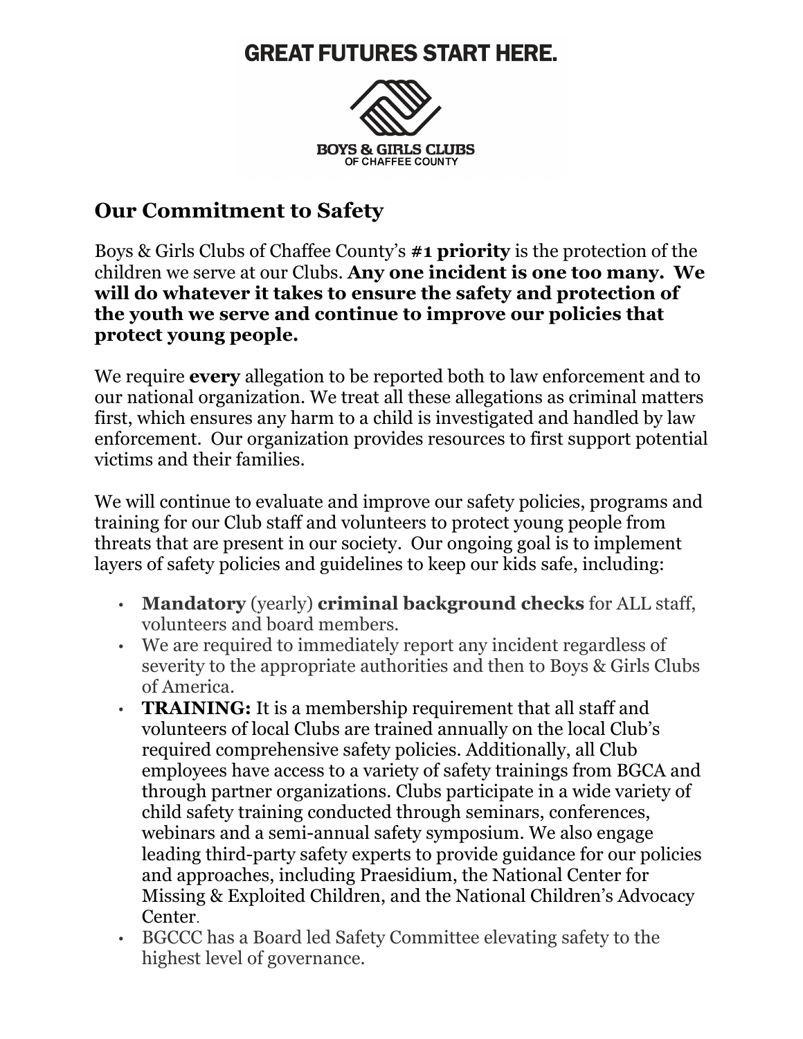GREAT FUTURES START HERE.

BOYS & GIRLS CLUBS
OF CHAFFEE COUNTY

## Our Commitment to Safety

Boys & Girls Clubs of Chaffee County's **#1 priority** is the protection of the children we serve at our Clubs. **Any one incident is one too many. We will do whatever it takes to ensure the safety and protection of the youth we serve and continue to improve our policies that protect young people.**

We require **every** allegation to be reported both to law enforcement and to our national organization. We treat all these allegations as criminal matters first, which ensures any harm to a child is investigated and handled by law enforcement. Our organization provides resources to first support potential victims and their families.

We will continue to evaluate and improve our safety policies, programs and training for our Club staff and volunteers to protect young people from threats that are present in our society. Our ongoing goal is to implement layers of safety policies and guidelines to keep our kids safe, including:

- **Mandatory** (yearly) **criminal background checks** for ALL staff, volunteers and board members.
- We are required to immediately report any incident regardless of severity to the appropriate authorities and then to Boys & Girls Clubs of America.
- **TRAINING:** It is a membership requirement that all staff and volunteers of local Clubs are trained annually on the local Club's required comprehensive safety policies. Additionally, all Club employees have access to a variety of safety trainings from BGCA and through partner organizations. Clubs participate in a wide variety of child safety training conducted through seminars, conferences, webinars and a semi-annual safety symposium. We also engage leading third-party safety experts to provide guidance for our policies and approaches, including Praesidium, the National Center for Missing & Exploited Children, and the National Children's Advocacy Center.
- BGCCC has a Board led Safety Committee elevating safety to the highest level of governance.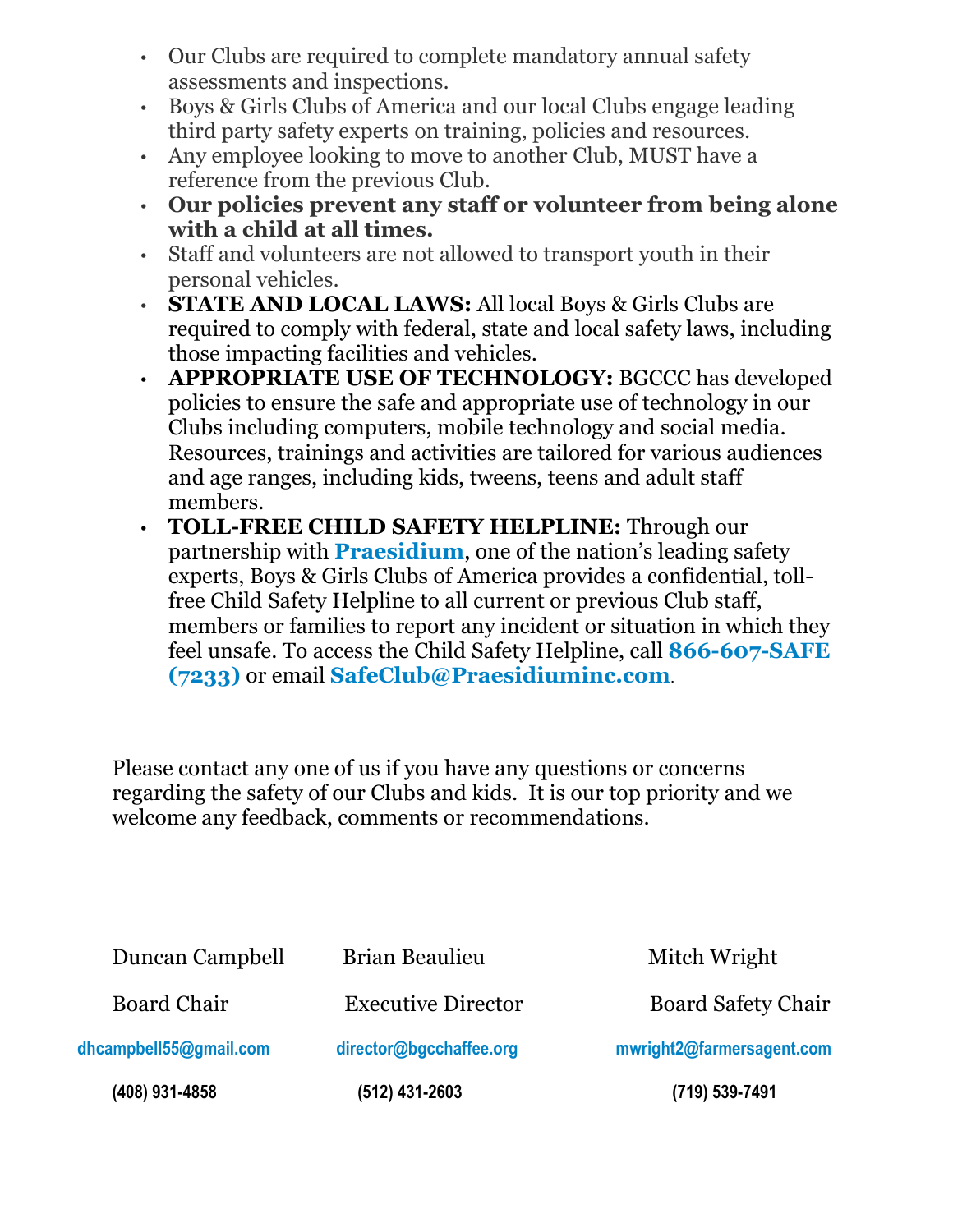- Our Clubs are required to complete mandatory annual safety assessments and inspections.
- Boys & Girls Clubs of America and our local Clubs engage leading third party safety experts on training, policies and resources.
- Any employee looking to move to another Club, MUST have a reference from the previous Club.
- **Our policies prevent any staff or volunteer from being alone with a child at all times.**
- Staff and volunteers are not allowed to transport youth in their personal vehicles.
- **STATE AND LOCAL LAWS:** All local Boys & Girls Clubs are required to comply with federal, state and local safety laws, including those impacting facilities and vehicles.
- **APPROPRIATE USE OF TECHNOLOGY:** BGCCC has developed policies to ensure the safe and appropriate use of technology in our Clubs including computers, mobile technology and social media. Resources, trainings and activities are tailored for various audiences and age ranges, including kids, tweens, teens and adult staff members.
- **TOLL-FREE CHILD SAFETY HELPLINE:** Through our partnership with **Praesidium**, one of the nation's leading safety experts, Boys & Girls Clubs of America provides a confidential, toll-free Child Safety Helpline to all current or previous Club staff, members or families to report any incident or situation in which they feel unsafe. To access the Child Safety Helpline, call **866-607-SAFE (7233)** or email **SafeClub@Praesidiuminc.com**.

Please contact any one of us if you have any questions or concerns regarding the safety of our Clubs and kids. It is our top priority and we welcome any feedback, comments or recommendations.

| | | |
|---|---|---|
| Duncan Campbell | Brian Beaulieu | Mitch Wright |
| Board Chair | Executive Director | Board Safety Chair |
| dhcampbell55@gmail.com | director@bgcchaffee.org | mwright2@farmersagent.com |
| **(408) 931-4858** | **(512) 431-2603** | **(719) 539-7491** |